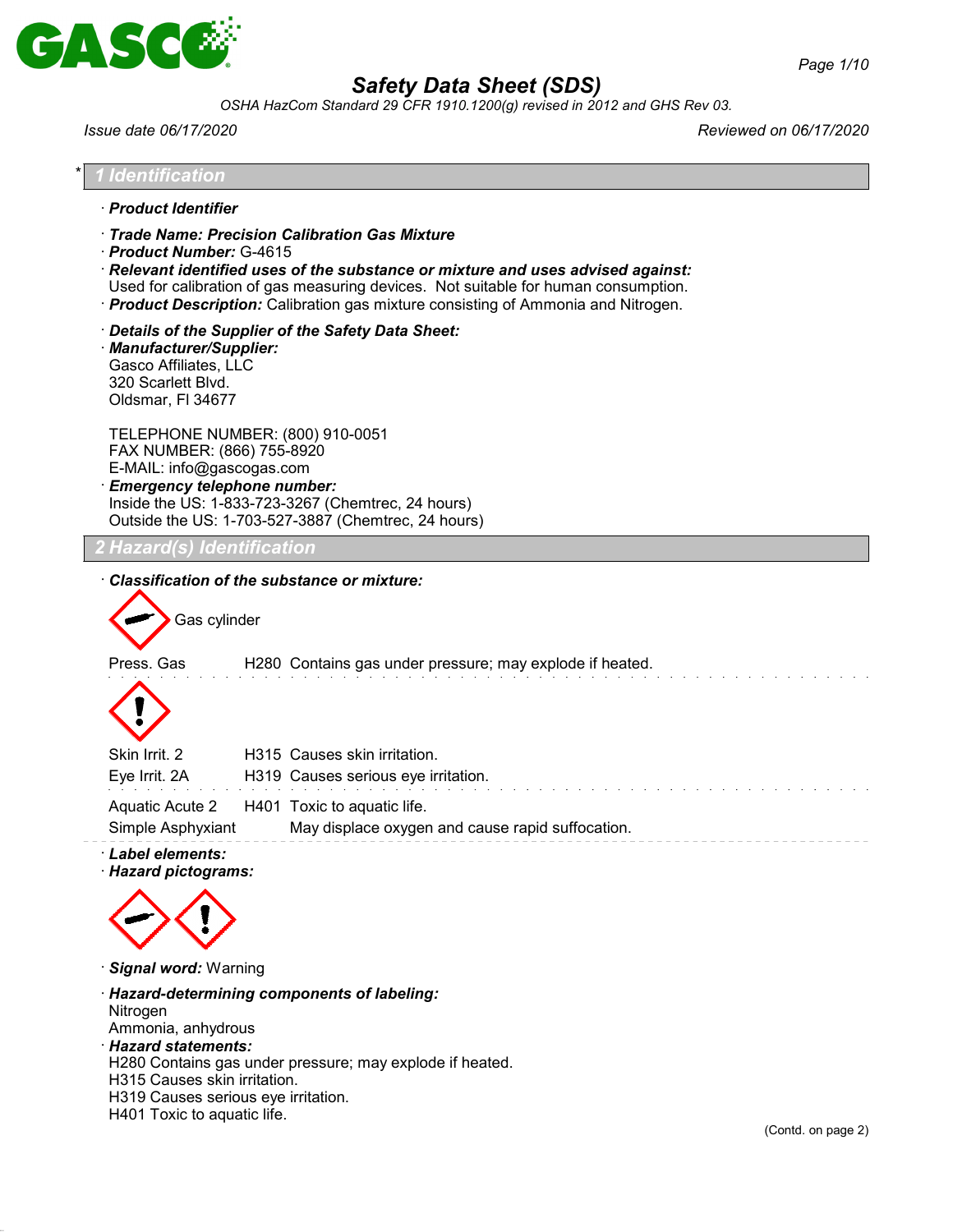# Safety Data Sheet (SDS)

*OSHA HazCom Standard 29 CFR 1910.1200(g) revised in 2012 and GHS Rev 03.*

*Issue date 06/17/2020* | *Reviewed on 06/17/2020*

## * 1 Identification

· **Product Identifier**

· **Trade Name: Precision Calibration Gas Mixture**
· **Product Number:** G-4615
· **Relevant identified uses of the substance or mixture and uses advised against:**
Used for calibration of gas measuring devices. Not suitable for human consumption.
· **Product Description:** Calibration gas mixture consisting of Ammonia and Nitrogen.

· **Details of the Supplier of the Safety Data Sheet:**
· **Manufacturer/Supplier:**
Gasco Affiliates, LLC
320 Scarlett Blvd.
Oldsmar, Fl 34677

TELEPHONE NUMBER: (800) 910-0051
FAX NUMBER: (866) 755-8920
E-MAIL: info@gascogas.com
· **Emergency telephone number:**
Inside the US: 1-833-723-3267 (Chemtrec, 24 hours)
Outside the US: 1-703-527-3887 (Chemtrec, 24 hours)

## 2 Hazard(s) Identification

· **Classification of the substance or mixture:**

Gas cylinder

| | | |
|---|---|---|
| Press. Gas | H280 | Contains gas under pressure; may explode if heated. |
| Skin Irrit. 2 | H315 | Causes skin irritation. |
| Eye Irrit. 2A | H319 | Causes serious eye irritation. |
| Aquatic Acute 2 | H401 | Toxic to aquatic life. |
| Simple Asphyxiant | | May displace oxygen and cause rapid suffocation. |

· **Label elements:**
· **Hazard pictograms:**

· **Signal word:** Warning

· **Hazard-determining components of labeling:**
Nitrogen
Ammonia, anhydrous
· **Hazard statements:**
H280 Contains gas under pressure; may explode if heated.
H315 Causes skin irritation.
H319 Causes serious eye irritation.
H401 Toxic to aquatic life.

(Contd. on page 2)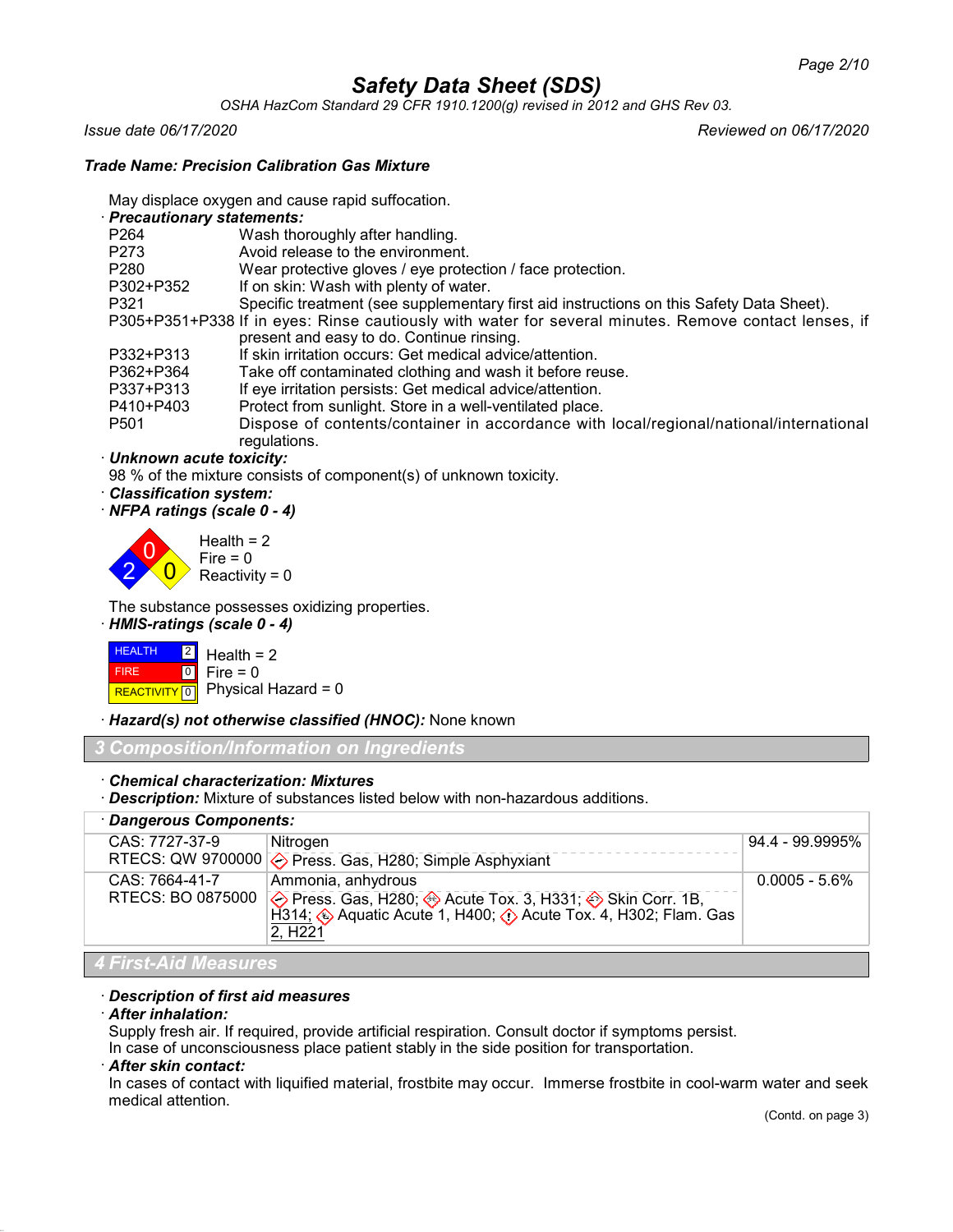**Safety Data Sheet (SDS)**

*OSHA HazCom Standard 29 CFR 1910.1200(g) revised in 2012 and GHS Rev 03.*

*Issue date 06/17/2020* *Reviewed on 06/17/2020*

***Trade Name: Precision Calibration Gas Mixture***

May displace oxygen and cause rapid suffocation.

· ***Precautionary statements:***

| | |
|---|---|
| P264 | Wash thoroughly after handling. |
| P273 | Avoid release to the environment. |
| P280 | Wear protective gloves / eye protection / face protection. |
| P302+P352 | If on skin: Wash with plenty of water. |
| P321 | Specific treatment (see supplementary first aid instructions on this Safety Data Sheet). |
| P305+P351+P338 | If in eyes: Rinse cautiously with water for several minutes. Remove contact lenses, if present and easy to do. Continue rinsing. |
| P332+P313 | If skin irritation occurs: Get medical advice/attention. |
| P362+P364 | Take off contaminated clothing and wash it before reuse. |
| P337+P313 | If eye irritation persists: Get medical advice/attention. |
| P410+P403 | Protect from sunlight. Store in a well-ventilated place. |
| P501 | Dispose of contents/container in accordance with local/regional/national/international regulations. |

· ***Unknown acute toxicity:***

98 % of the mixture consists of component(s) of unknown toxicity.

· ***Classification system:***

· ***NFPA ratings (scale 0 - 4)***

Health = 2
Fire = 0
Reactivity = 0

The substance possesses oxidizing properties.

· ***HMIS-ratings (scale 0 - 4)***

| | | |
|---|---|---|
| HEALTH | 2 | Health = 2 |
| FIRE | 0 | Fire = 0 |
| REACTIVITY | 0 | Physical Hazard = 0 |

· ***Hazard(s) not otherwise classified (HNOC):*** None known

## 3 Composition/Information on Ingredients

· ***Chemical characterization: Mixtures***

· ***Description:*** Mixture of substances listed below with non-hazardous additions.

| · **Dangerous Components:** | | |
|---|---|---|
| CAS: 7727-37-9<br>RTECS: QW 9700000 | Nitrogen<br>Press. Gas, H280; Simple Asphyxiant | 94.4 - 99.9995% |
| CAS: 7664-41-7<br>RTECS: BO 0875000 | Ammonia, anhydrous<br>Press. Gas, H280; Acute Tox. 3, H331; Skin Corr. 1B, H314; Aquatic Acute 1, H400; Acute Tox. 4, H302; Flam. Gas 2, H221 | 0.0005 - 5.6% |

## 4 First-Aid Measures

· ***Description of first aid measures***

· ***After inhalation:***

Supply fresh air. If required, provide artificial respiration. Consult doctor if symptoms persist.
In case of unconsciousness place patient stably in the side position for transportation.

· ***After skin contact:***

In cases of contact with liquified material, frostbite may occur. Immerse frostbite in cool-warm water and seek medical attention.

(Contd. on page 3)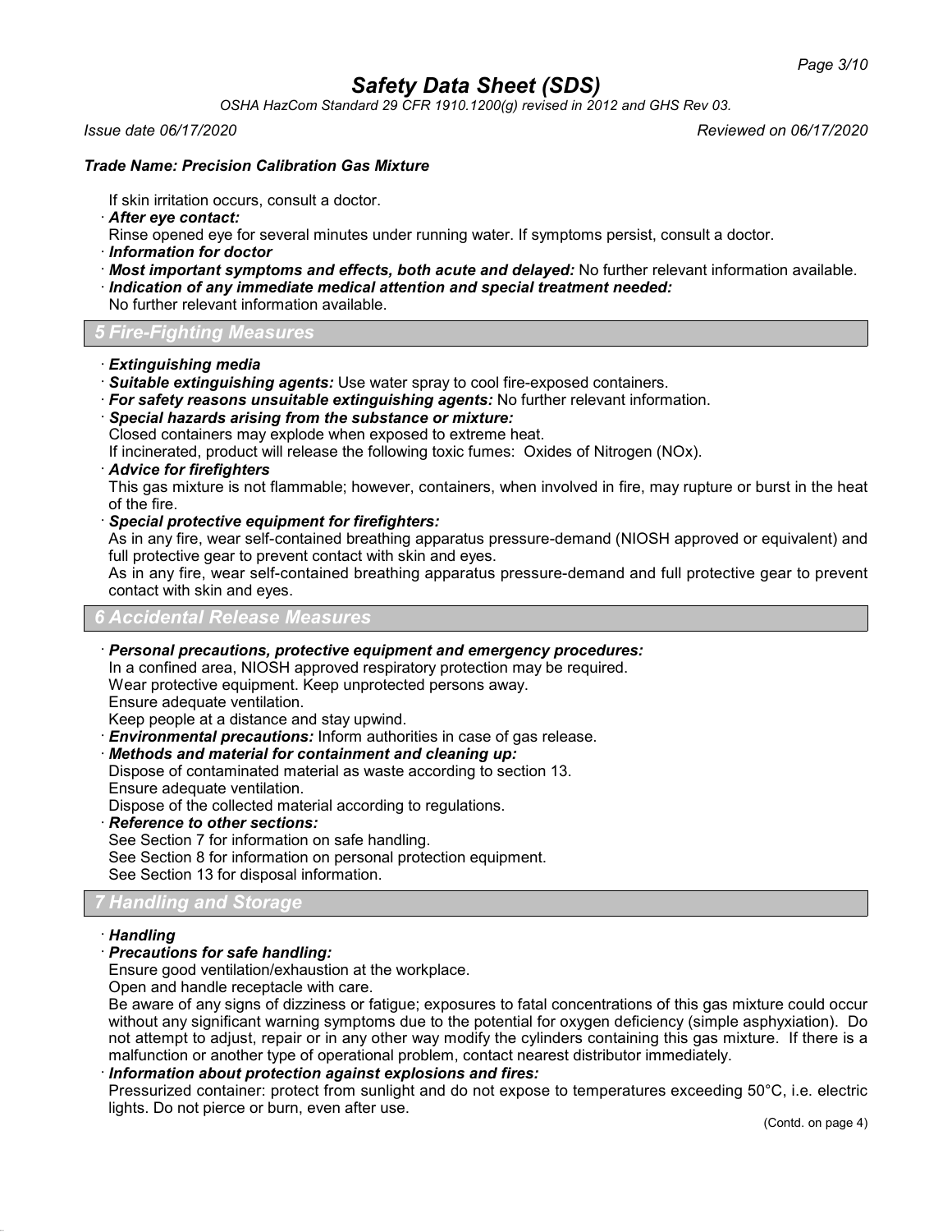If skin irritation occurs, consult a doctor.

· ***After eye contact:***
Rinse opened eye for several minutes under running water. If symptoms persist, consult a doctor.

· ***Information for doctor***

· ***Most important symptoms and effects, both acute and delayed:*** No further relevant information available.

· ***Indication of any immediate medical attention and special treatment needed:***
No further relevant information available.

## 5 Fire-Fighting Measures

· ***Extinguishing media***

· ***Suitable extinguishing agents:*** Use water spray to cool fire-exposed containers.

· ***For safety reasons unsuitable extinguishing agents:*** No further relevant information.

· ***Special hazards arising from the substance or mixture:***
Closed containers may explode when exposed to extreme heat.
If incinerated, product will release the following toxic fumes: Oxides of Nitrogen (NOx).

· ***Advice for firefighters***
This gas mixture is not flammable; however, containers, when involved in fire, may rupture or burst in the heat of the fire.

· ***Special protective equipment for firefighters:***
As in any fire, wear self-contained breathing apparatus pressure-demand (NIOSH approved or equivalent) and full protective gear to prevent contact with skin and eyes.
As in any fire, wear self-contained breathing apparatus pressure-demand and full protective gear to prevent contact with skin and eyes.

## 6 Accidental Release Measures

· ***Personal precautions, protective equipment and emergency procedures:***
In a confined area, NIOSH approved respiratory protection may be required.
Wear protective equipment. Keep unprotected persons away.
Ensure adequate ventilation.
Keep people at a distance and stay upwind.

· ***Environmental precautions:*** Inform authorities in case of gas release.

· ***Methods and material for containment and cleaning up:***
Dispose of contaminated material as waste according to section 13.
Ensure adequate ventilation.
Dispose of the collected material according to regulations.

· ***Reference to other sections:***
See Section 7 for information on safe handling.
See Section 8 for information on personal protection equipment.
See Section 13 for disposal information.

## 7 Handling and Storage

· ***Handling***

· ***Precautions for safe handling:***
Ensure good ventilation/exhaustion at the workplace.
Open and handle receptacle with care.
Be aware of any signs of dizziness or fatigue; exposures to fatal concentrations of this gas mixture could occur without any significant warning symptoms due to the potential for oxygen deficiency (simple asphyxiation). Do not attempt to adjust, repair or in any other way modify the cylinders containing this gas mixture. If there is a malfunction or another type of operational problem, contact nearest distributor immediately.

· ***Information about protection against explosions and fires:***
Pressurized container: protect from sunlight and do not expose to temperatures exceeding 50°C, i.e. electric lights. Do not pierce or burn, even after use.

(Contd. on page 4)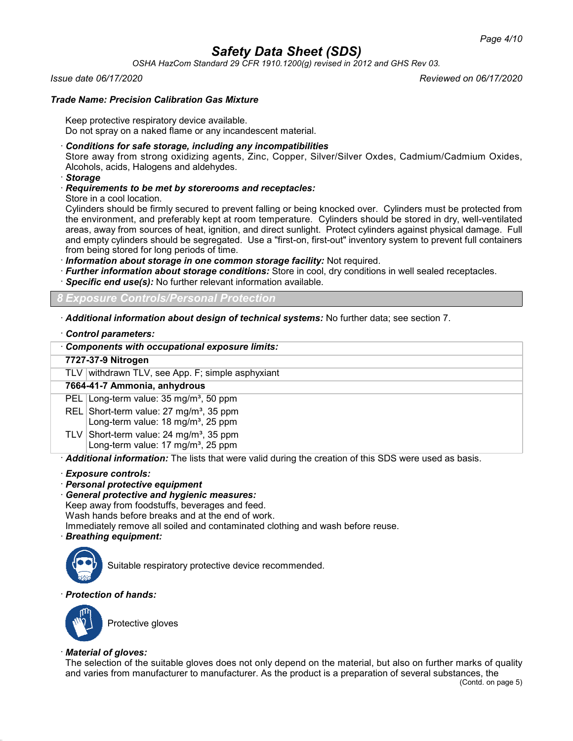Keep protective respiratory device available.
Do not spray on a naked flame or any incandescent material.

· ***Conditions for safe storage, including any incompatibilities***
Store away from strong oxidizing agents, Zinc, Copper, Silver/Silver Oxdes, Cadmium/Cadmium Oxides, Alcohols, acids, Halogens and aldehydes.
· ***Storage***
· ***Requirements to be met by storerooms and receptacles:***
Store in a cool location.
Cylinders should be firmly secured to prevent falling or being knocked over. Cylinders must be protected from the environment, and preferably kept at room temperature. Cylinders should be stored in dry, well-ventilated areas, away from sources of heat, ignition, and direct sunlight. Protect cylinders against physical damage. Full and empty cylinders should be segregated. Use a "first-on, first-out" inventory system to prevent full containers from being stored for long periods of time.
· ***Information about storage in one common storage facility:*** Not required.
· ***Further information about storage conditions:*** Store in cool, dry conditions in well sealed receptacles.
· ***Specific end use(s):*** No further relevant information available.

## 8 Exposure Controls/Personal Protection

· ***Additional information about design of technical systems:*** No further data; see section 7.

· ***Control parameters:***

| · **Components with occupational exposure limits:** | |
|---|---|
| **7727-37-9 Nitrogen** | |
| TLV | withdrawn TLV, see App. F; simple asphyxiant |
| **7664-41-7 Ammonia, anhydrous** | |
| PEL | Long-term value: 35 mg/m³, 50 ppm |
| REL | Short-term value: 27 mg/m³, 35 ppm<br>Long-term value: 18 mg/m³, 25 ppm |
| TLV | Short-term value: 24 mg/m³, 35 ppm<br>Long-term value: 17 mg/m³, 25 ppm |

· ***Additional information:*** The lists that were valid during the creation of this SDS were used as basis.

· ***Exposure controls:***
· ***Personal protective equipment***
· ***General protective and hygienic measures:***
Keep away from foodstuffs, beverages and feed.
Wash hands before breaks and at the end of work.
Immediately remove all soiled and contaminated clothing and wash before reuse.
· ***Breathing equipment:***

Suitable respiratory protective device recommended.

· ***Protection of hands:***

Protective gloves

· ***Material of gloves:***
The selection of the suitable gloves does not only depend on the material, but also on further marks of quality and varies from manufacturer to manufacturer. As the product is a preparation of several substances, the

(Contd. on page 5)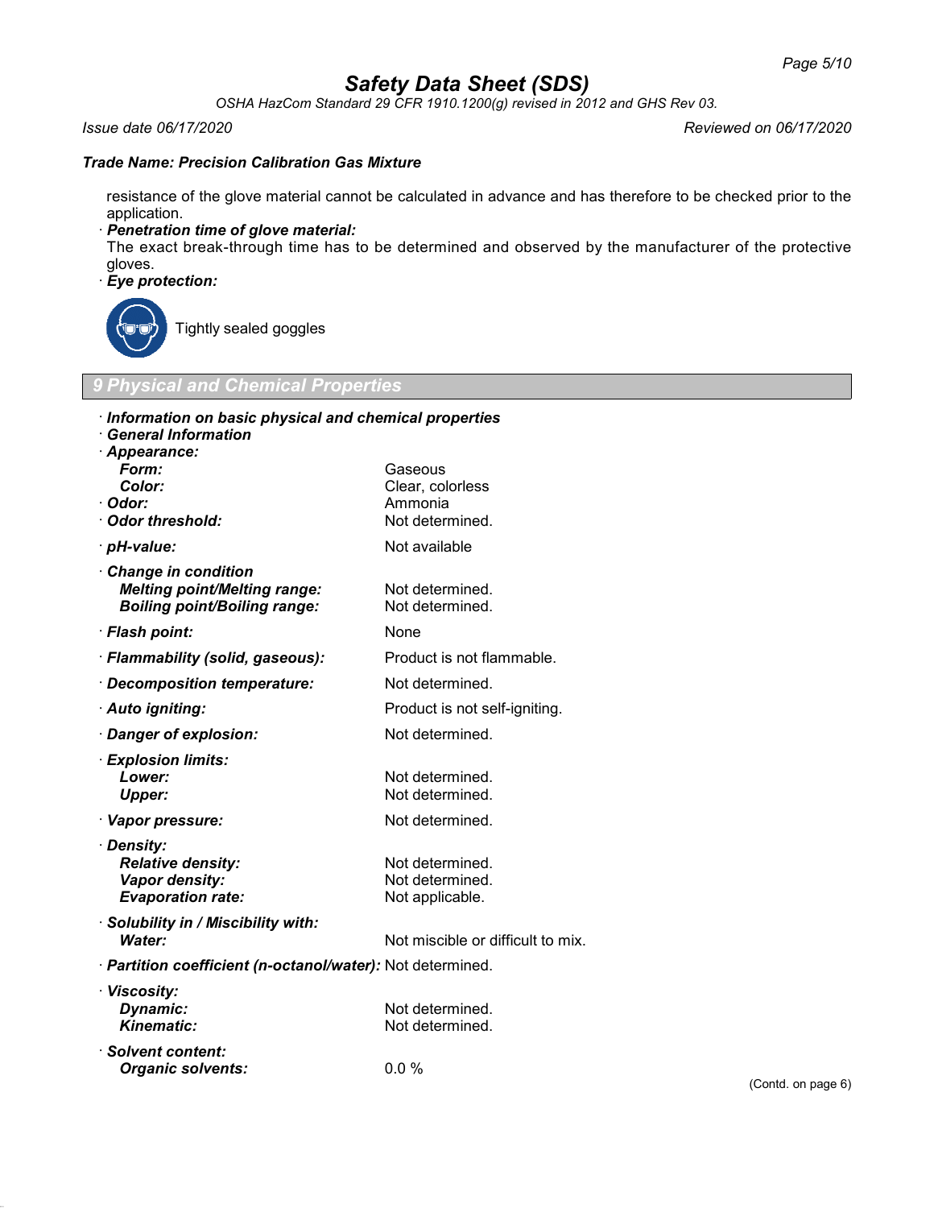**Trade Name: Precision Calibration Gas Mixture**

resistance of the glove material cannot be calculated in advance and has therefore to be checked prior to the application.

· ***Penetration time of glove material:***
The exact break-through time has to be determined and observed by the manufacturer of the protective gloves.

· ***Eye protection:***

Tightly sealed goggles

## 9 Physical and Chemical Properties

· ***Information on basic physical and chemical properties***
· ***General Information***

| | |
|---|---|
| · ***Appearance:*** | |
| ***Form:*** | Gaseous |
| ***Color:*** | Clear, colorless |
| · ***Odor:*** | Ammonia |
| · ***Odor threshold:*** | Not determined. |
| · ***pH-value:*** | Not available |
| · ***Change in condition*** | |
| ***Melting point/Melting range:*** | Not determined. |
| ***Boiling point/Boiling range:*** | Not determined. |
| · ***Flash point:*** | None |
| · ***Flammability (solid, gaseous):*** | Product is not flammable. |
| · ***Decomposition temperature:*** | Not determined. |
| · ***Auto igniting:*** | Product is not self-igniting. |
| · ***Danger of explosion:*** | Not determined. |
| · ***Explosion limits:*** | |
| ***Lower:*** | Not determined. |
| ***Upper:*** | Not determined. |
| · ***Vapor pressure:*** | Not determined. |
| · ***Density:*** | |
| ***Relative density:*** | Not determined. |
| ***Vapor density:*** | Not determined. |
| ***Evaporation rate:*** | Not applicable. |
| · ***Solubility in / Miscibility with:*** | |
| ***Water:*** | Not miscible or difficult to mix. |
| · ***Partition coefficient (n-octanol/water):*** | Not determined. |
| · ***Viscosity:*** | |
| ***Dynamic:*** | Not determined. |
| ***Kinematic:*** | Not determined. |
| · ***Solvent content:*** | |
| ***Organic solvents:*** | 0.0 % |

(Contd. on page 6)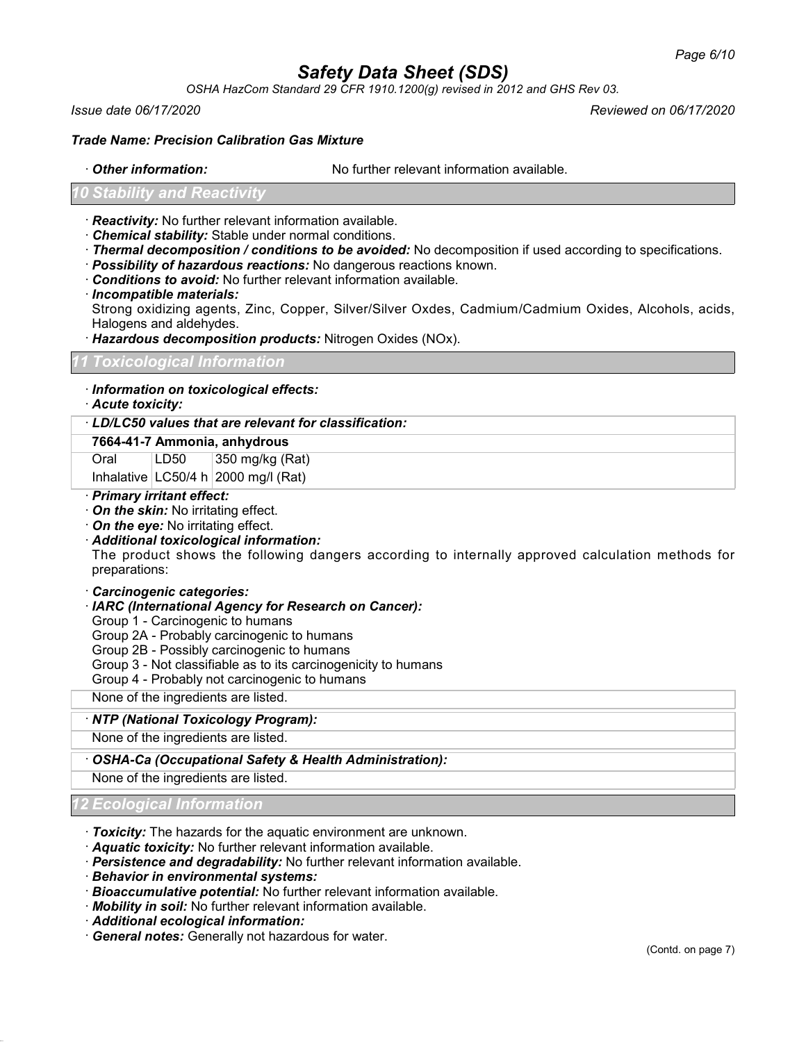**Trade Name: Precision Calibration Gas Mixture**

· **Other information:** No further relevant information available.

## 10 Stability and Reactivity

· **Reactivity:** No further relevant information available.
· **Chemical stability:** Stable under normal conditions.
· **Thermal decomposition / conditions to be avoided:** No decomposition if used according to specifications.
· **Possibility of hazardous reactions:** No dangerous reactions known.
· **Conditions to avoid:** No further relevant information available.
· **Incompatible materials:**
Strong oxidizing agents, Zinc, Copper, Silver/Silver Oxdes, Cadmium/Cadmium Oxides, Alcohols, acids, Halogens and aldehydes.
· **Hazardous decomposition products:** Nitrogen Oxides (NOx).

## 11 Toxicological Information

· **Information on toxicological effects:**
· **Acute toxicity:**

| · **LD/LC50 values that are relevant for classification:** | | |
|---|---|---|
| **7664-41-7 Ammonia, anhydrous** | | |
| Oral | LD50 | 350 mg/kg (Rat) |
| Inhalative | LC50/4 h | 2000 mg/l (Rat) |

· **Primary irritant effect:**
· **On the skin:** No irritating effect.
· **On the eye:** No irritating effect.
· **Additional toxicological information:**
The product shows the following dangers according to internally approved calculation methods for preparations:

· **Carcinogenic categories:**
· **IARC (International Agency for Research on Cancer):**
Group 1 - Carcinogenic to humans
Group 2A - Probably carcinogenic to humans
Group 2B - Possibly carcinogenic to humans
Group 3 - Not classifiable as to its carcinogenicity to humans
Group 4 - Probably not carcinogenic to humans

None of the ingredients are listed.

· **NTP (National Toxicology Program):**

None of the ingredients are listed.

· **OSHA-Ca (Occupational Safety & Health Administration):**

None of the ingredients are listed.

## 12 Ecological Information

· **Toxicity:** The hazards for the aquatic environment are unknown.
· **Aquatic toxicity:** No further relevant information available.
· **Persistence and degradability:** No further relevant information available.
· **Behavior in environmental systems:**
· **Bioaccumulative potential:** No further relevant information available.
· **Mobility in soil:** No further relevant information available.
· **Additional ecological information:**
· **General notes:** Generally not hazardous for water.

(Contd. on page 7)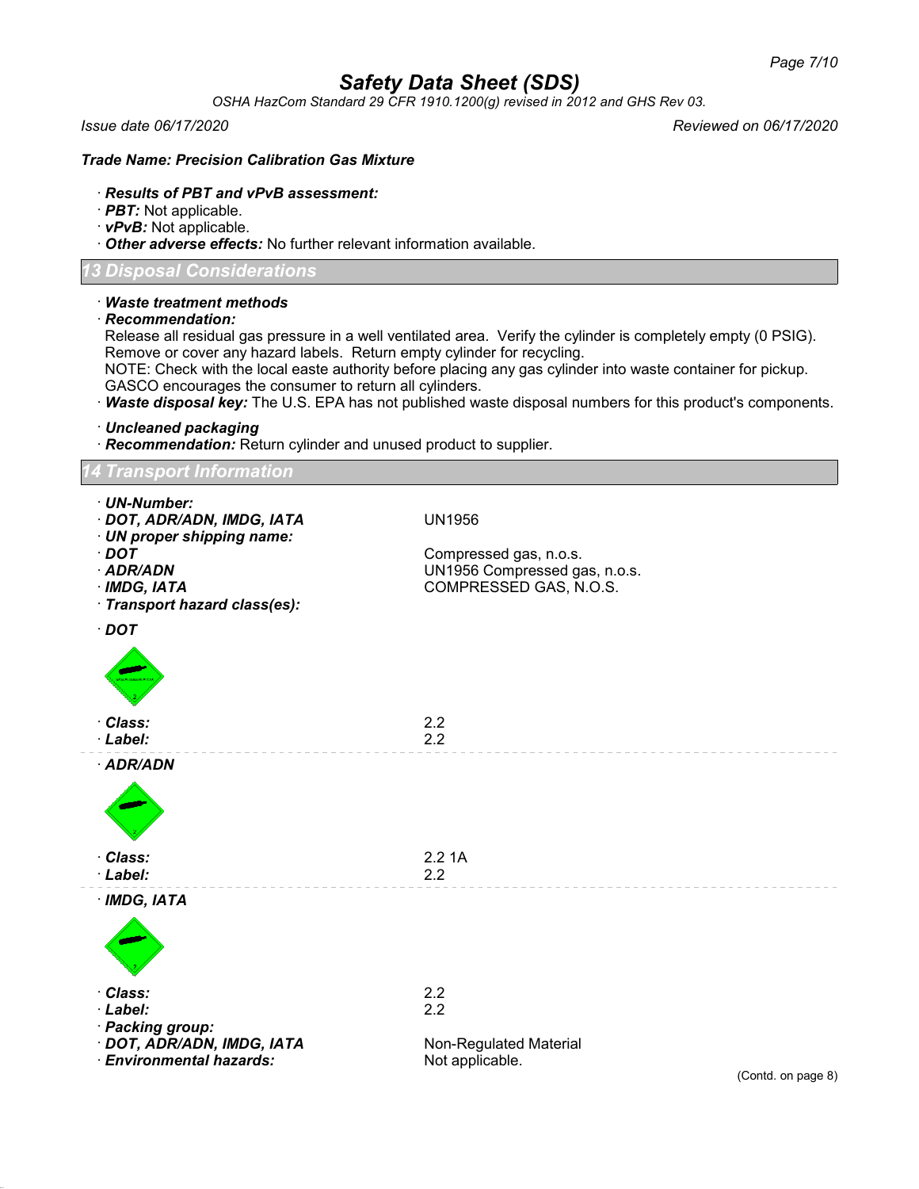Trade Name: **Precision Calibration Gas Mixture**

· **Results of PBT and vPvB assessment:**
· **PBT:** Not applicable.
· **vPvB:** Not applicable.
· **Other adverse effects:** No further relevant information available.

## 13 Disposal Considerations

· **Waste treatment methods**
· **Recommendation:**
Release all residual gas pressure in a well ventilated area. Verify the cylinder is completely empty (0 PSIG). Remove or cover any hazard labels. Return empty cylinder for recycling.
NOTE: Check with the local easte authority before placing any gas cylinder into waste container for pickup. GASCO encourages the consumer to return all cylinders.
· **Waste disposal key:** The U.S. EPA has not published waste disposal numbers for this product's components.

· **Uncleaned packaging**
· **Recommendation:** Return cylinder and unused product to supplier.

## 14 Transport Information

· **UN-Number:**
· **DOT, ADR/ADN, IMDG, IATA** — UN1956
· **UN proper shipping name:**
· **DOT** — Compressed gas, n.o.s.
· **ADR/ADN** — UN1956 Compressed gas, n.o.s.
· **IMDG, IATA** — COMPRESSED GAS, N.O.S.
· **Transport hazard class(es):**

· **DOT**
· **Class:** 2.2
· **Label:** 2.2

· **ADR/ADN**
· **Class:** 2.2 1A
· **Label:** 2.2

· **IMDG, IATA**
· **Class:** 2.2
· **Label:** 2.2
· **Packing group:**
· **DOT, ADR/ADN, IMDG, IATA** — Non-Regulated Material
· **Environmental hazards:** Not applicable.

(Contd. on page 8)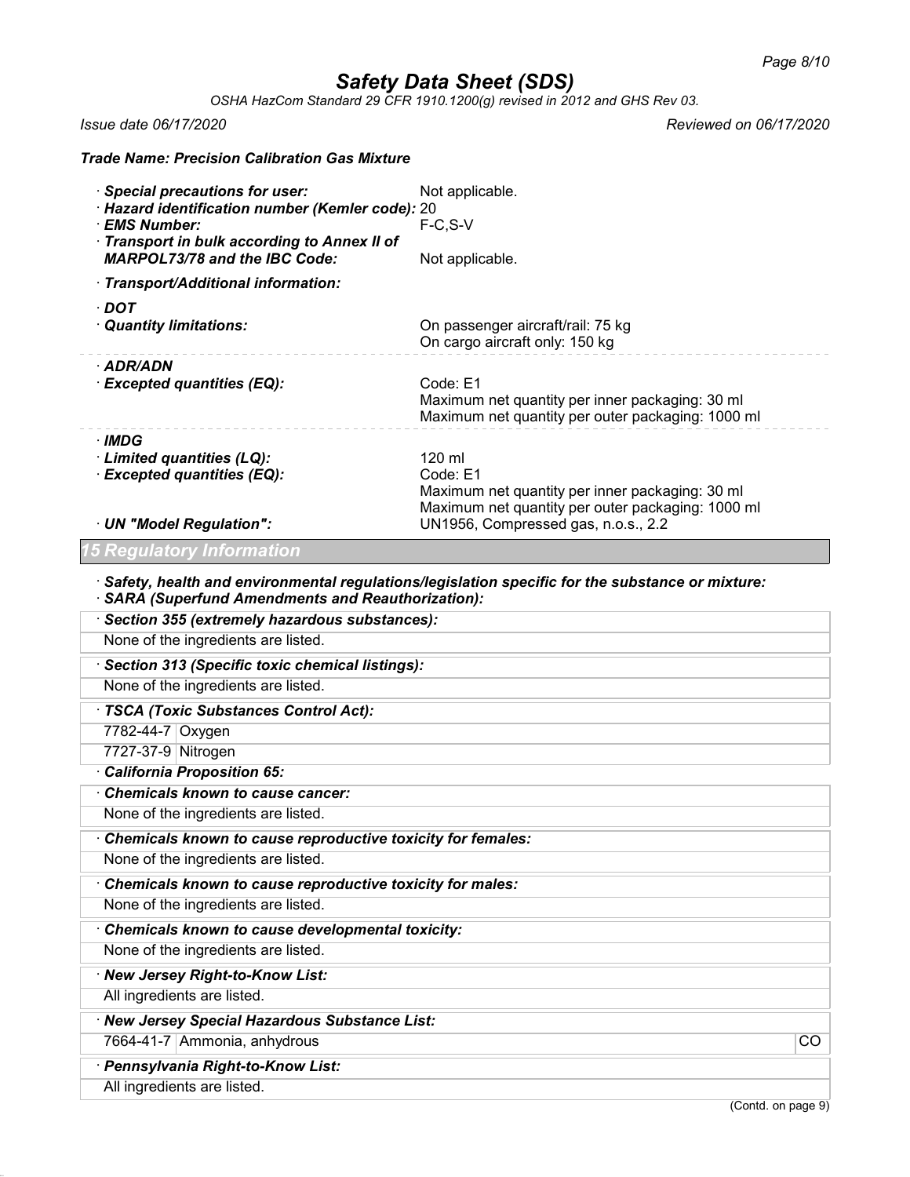**Trade Name: Precision Calibration Gas Mixture**

· **Special precautions for user:** Not applicable.
· **Hazard identification number (Kemler code):** 20
· **EMS Number:** F-C,S-V
· **Transport in bulk according to Annex II of MARPOL73/78 and the IBC Code:** Not applicable.

· **Transport/Additional information:**

· **DOT**
· **Quantity limitations:** On passenger aircraft/rail: 75 kg
On cargo aircraft only: 150 kg

· **ADR/ADN**
· **Excepted quantities (EQ):** Code: E1
Maximum net quantity per inner packaging: 30 ml
Maximum net quantity per outer packaging: 1000 ml

· **IMDG**
· **Limited quantities (LQ):** 120 ml
· **Excepted quantities (EQ):** Code: E1
Maximum net quantity per inner packaging: 30 ml
Maximum net quantity per outer packaging: 1000 ml
· **UN "Model Regulation":** UN1956, Compressed gas, n.o.s., 2.2

## 15 Regulatory Information

· **Safety, health and environmental regulations/legislation specific for the substance or mixture:**
· **SARA (Superfund Amendments and Reauthorization):**

· **Section 355 (extremely hazardous substances):**
None of the ingredients are listed.

· **Section 313 (Specific toxic chemical listings):**
None of the ingredients are listed.

· **TSCA (Toxic Substances Control Act):**

| | |
|---|---|
| 7782-44-7 | Oxygen |
| 7727-37-9 | Nitrogen |

· **California Proposition 65:**

· **Chemicals known to cause cancer:**
None of the ingredients are listed.

· **Chemicals known to cause reproductive toxicity for females:**
None of the ingredients are listed.

· **Chemicals known to cause reproductive toxicity for males:**
None of the ingredients are listed.

· **Chemicals known to cause developmental toxicity:**
None of the ingredients are listed.

· **New Jersey Right-to-Know List:**
All ingredients are listed.

· **New Jersey Special Hazardous Substance List:**

| | | |
|---|---|---|
| 7664-41-7 | Ammonia, anhydrous | CO |

· **Pennsylvania Right-to-Know List:**
All ingredients are listed.

(Contd. on page 9)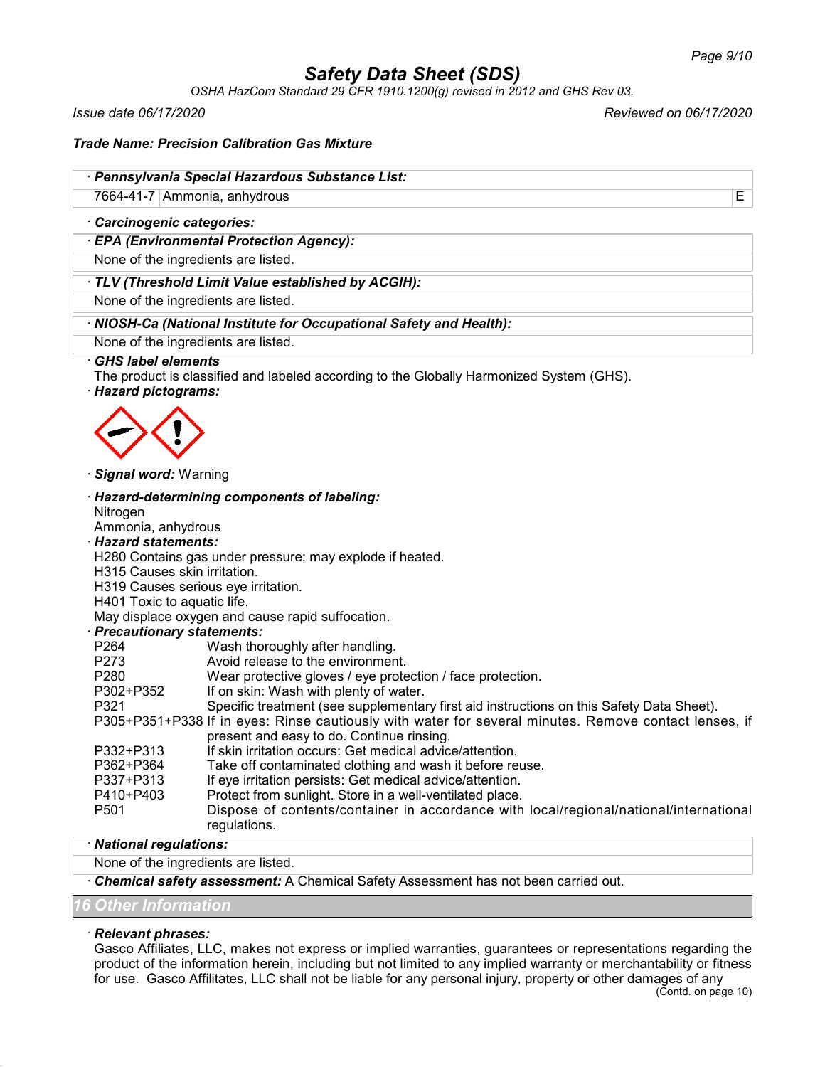**Trade Name: Precision Calibration Gas Mixture**

· **Pennsylvania Special Hazardous Substance List:**

| | | |
|---|---|---|
| 7664-41-7 | Ammonia, anhydrous | E |

· **Carcinogenic categories:**

· **EPA (Environmental Protection Agency):**

None of the ingredients are listed.

· **TLV (Threshold Limit Value established by ACGIH):**

None of the ingredients are listed.

· **NIOSH-Ca (National Institute for Occupational Safety and Health):**

None of the ingredients are listed.

· **GHS label elements**

The product is classified and labeled according to the Globally Harmonized System (GHS).

· **Hazard pictograms:**

· **Signal word:** Warning

· **Hazard-determining components of labeling:**

Nitrogen
Ammonia, anhydrous

· **Hazard statements:**

H280 Contains gas under pressure; may explode if heated.
H315 Causes skin irritation.
H319 Causes serious eye irritation.
H401 Toxic to aquatic life.
May displace oxygen and cause rapid suffocation.

· **Precautionary statements:**

| | |
|---|---|
| P264 | Wash thoroughly after handling. |
| P273 | Avoid release to the environment. |
| P280 | Wear protective gloves / eye protection / face protection. |
| P302+P352 | If on skin: Wash with plenty of water. |
| P321 | Specific treatment (see supplementary first aid instructions on this Safety Data Sheet). |
| P305+P351+P338 | If in eyes: Rinse cautiously with water for several minutes. Remove contact lenses, if present and easy to do. Continue rinsing. |
| P332+P313 | If skin irritation occurs: Get medical advice/attention. |
| P362+P364 | Take off contaminated clothing and wash it before reuse. |
| P337+P313 | If eye irritation persists: Get medical advice/attention. |
| P410+P403 | Protect from sunlight. Store in a well-ventilated place. |
| P501 | Dispose of contents/container in accordance with local/regional/national/international regulations. |

· **National regulations:**

None of the ingredients are listed.

· **Chemical safety assessment:** A Chemical Safety Assessment has not been carried out.

## 16 Other Information

· **Relevant phrases:**

Gasco Affiliates, LLC, makes not express or implied warranties, guarantees or representations regarding the product of the information herein, including but not limited to any implied warranty or merchantability or fitness for use. Gasco Affilitates, LLC shall not be liable for any personal injury, property or other damages of any

(Contd. on page 10)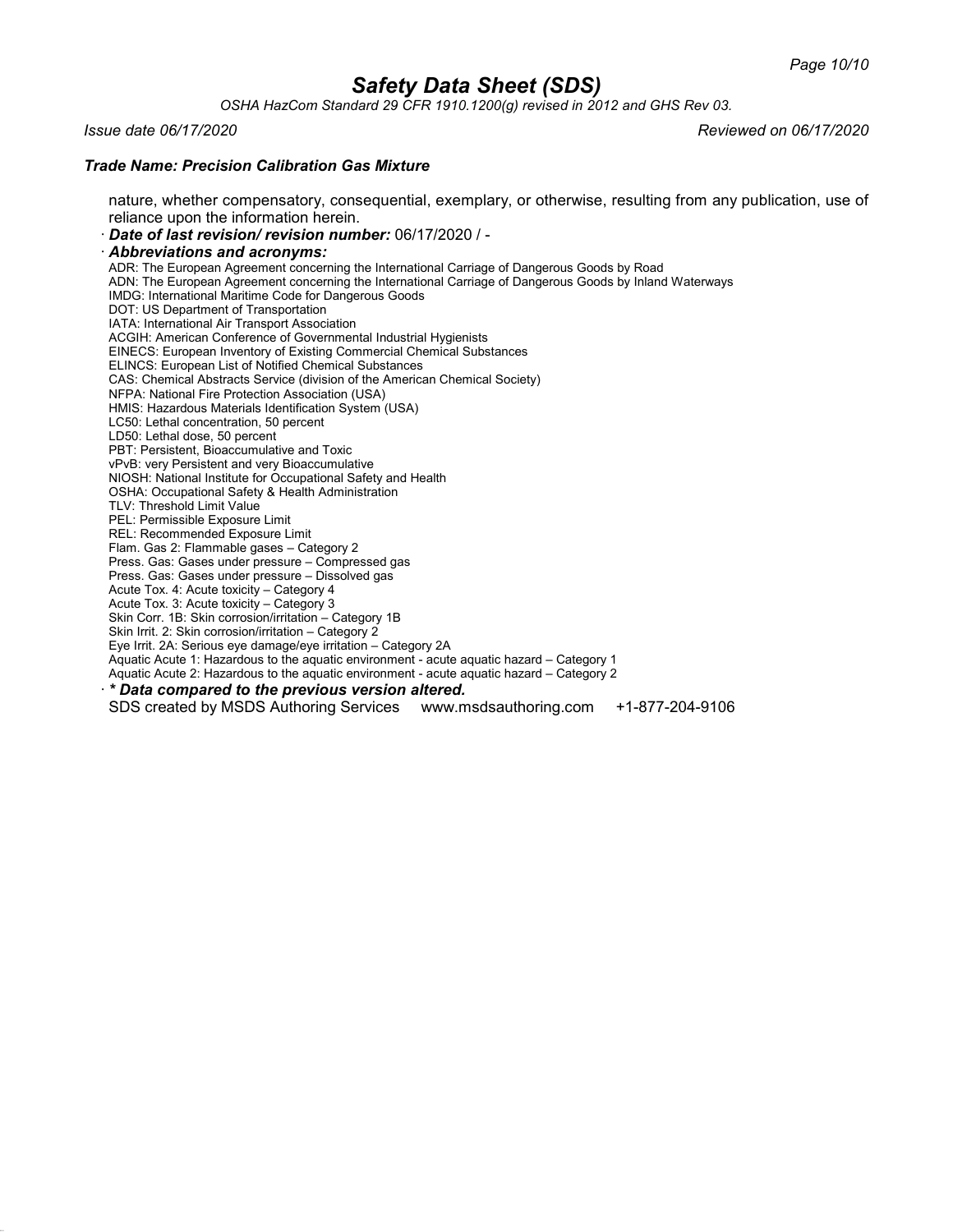nature, whether compensatory, consequential, exemplary, or otherwise, resulting from any publication, use of reliance upon the information herein.

· ***Date of last revision/ revision number:*** 06/17/2020 / -

· ***Abbreviations and acronyms:***

ADR: The European Agreement concerning the International Carriage of Dangerous Goods by Road
ADN: The European Agreement concerning the International Carriage of Dangerous Goods by Inland Waterways
IMDG: International Maritime Code for Dangerous Goods
DOT: US Department of Transportation
IATA: International Air Transport Association
ACGIH: American Conference of Governmental Industrial Hygienists
EINECS: European Inventory of Existing Commercial Chemical Substances
ELINCS: European List of Notified Chemical Substances
CAS: Chemical Abstracts Service (division of the American Chemical Society)
NFPA: National Fire Protection Association (USA)
HMIS: Hazardous Materials Identification System (USA)
LC50: Lethal concentration, 50 percent
LD50: Lethal dose, 50 percent
PBT: Persistent, Bioaccumulative and Toxic
vPvB: very Persistent and very Bioaccumulative
NIOSH: National Institute for Occupational Safety and Health
OSHA: Occupational Safety & Health Administration
TLV: Threshold Limit Value
PEL: Permissible Exposure Limit
REL: Recommended Exposure Limit
Flam. Gas 2: Flammable gases – Category 2
Press. Gas: Gases under pressure – Compressed gas
Press. Gas: Gases under pressure – Dissolved gas
Acute Tox. 4: Acute toxicity – Category 4
Acute Tox. 3: Acute toxicity – Category 3
Skin Corr. 1B: Skin corrosion/irritation – Category 1B
Skin Irrit. 2: Skin corrosion/irritation – Category 2
Eye Irrit. 2A: Serious eye damage/eye irritation – Category 2A
Aquatic Acute 1: Hazardous to the aquatic environment - acute aquatic hazard – Category 1
Aquatic Acute 2: Hazardous to the aquatic environment - acute aquatic hazard – Category 2

· ***\* Data compared to the previous version altered.***

SDS created by MSDS Authoring Services www.msdsauthoring.com +1-877-204-9106